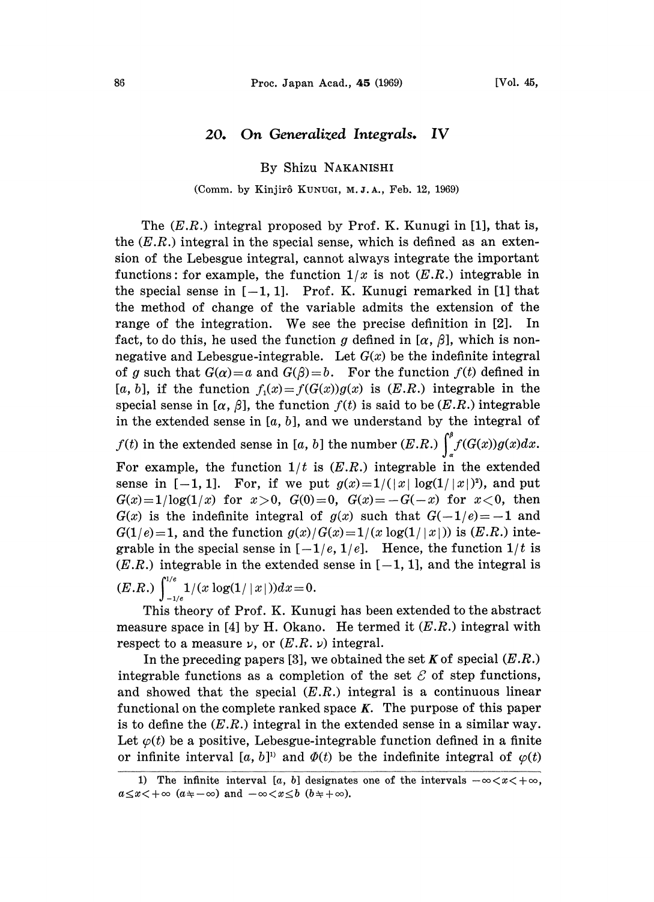# 20. *On Generalized Integrals.* IV

By Shizu NAKANISHI

(Comm. by Kinjirô KUNUGI, M. J. A., Feb. 12, 1969)

The $(E.R.)$ integral proposed by Prof. K. Kunugi in [1], that is, the $(E.R.)$ integral in the special sense, which is defined as an extension of the Lebesgue integral, cannot always integrate the important functions: for example, the function $1/x$ is not $(E.R.)$ integrable in the special sense in $[-1, 1]$. Prof. K. Kunugi remarked in [1] that the method of change of the variable admits the extension of the range of the integration. We see the precise definition in [2]. In fact, to do this, he used the function $g$ defined in $[\alpha, \beta]$, which is non-negative and Lebesgue-integrable. Let $G(x)$ be the indefinite integral of $g$ such that $G(\alpha)=a$ and $G(\beta)=b$. For the function $f(t)$ defined in $[a, b]$, if the function $f_1(x)=f(G(x))g(x)$ is $(E.R.)$ integrable in the special sense in $[\alpha, \beta]$, the function $f(t)$ is said to be $(E.R.)$ integrable in the extended sense in $[a, b]$, and we understand by the integral of $f(t)$ in the extended sense in $[a, b]$ the number $(E.R.)\int_{\alpha}^{\beta} f(G(x))g(x)dx$. For example, the function $1/t$ is $(E.R.)$ integrable in the extended sense in $[-1, 1]$. For, if we put $g(x)=1/(|x|\log(1/|x|)^2)$, and put $G(x)=1/\log(1/x)$ for $x>0$, $G(0)=0$, $G(x)=-G(-x)$ for $x<0$, then $G(x)$ is the indefinite integral of $g(x)$ such that $G(-1/e)=-1$ and $G(1/e)=1$, and the function $g(x)/G(x)=1/(x\log(1/|x|))$ is $(E.R.)$ integrable in the special sense in $[-1/e, 1/e]$. Hence, the function $1/t$ is $(E.R.)$ integrable in the extended sense in $[-1, 1]$, and the integral is $(E.R.)\int_{-1/e}^{1/e} 1/(x\log(1/|x|))dx=0$.

This theory of Prof. K. Kunugi has been extended to the abstract measure space in [4] by H. Okano. He termed it $(E.R.)$ integral with respect to a measure $\nu$, or $(E.R.\ \nu)$ integral.

In the preceding papers [3], we obtained the set $\boldsymbol{K}$ of special $(E.R.)$ integrable functions as a completion of the set $\mathcal{E}$ of step functions, and showed that the special $(E.R.)$ integral is a continuous linear functional on the complete ranked space $\boldsymbol{K}$. The purpose of this paper is to define the $(E.R.)$ integral in the extended sense in a similar way. Let $\varphi(t)$ be a positive, Lebesgue-integrable function defined in a finite or infinite interval $[a, b]$[1] and $\Phi(t)$ be the indefinite integral of $\varphi(t)$

---

1) The infinite interval $[a, b]$ designates one of the intervals $-\infty<x<+\infty$, $a\leq x<+\infty$ $(a\neq-\infty)$ and $-\infty<x\leq b$ $(b\neq+\infty)$.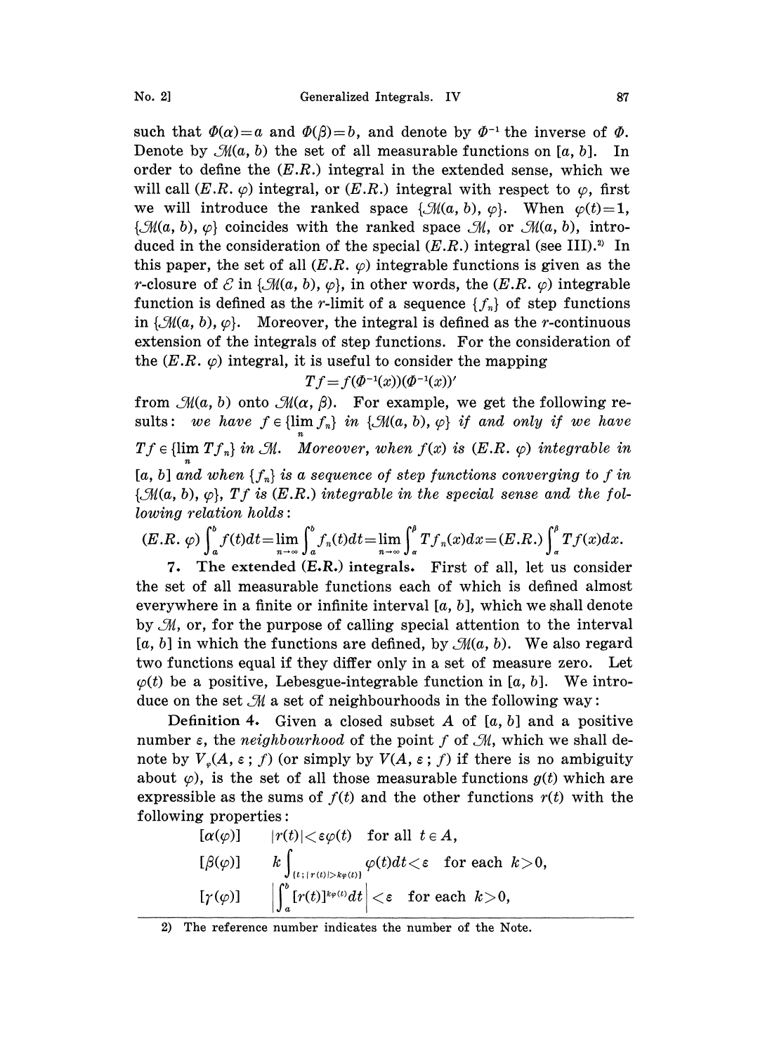such that $\Phi(\alpha)=a$ and $\Phi(\beta)=b$, and denote by $\Phi^{-1}$ the inverse of $\Phi$. Denote by $\mathcal{M}(a, b)$ the set of all measurable functions on $[a, b]$. In order to define the $(E.R.)$ integral in the extended sense, which we will call $(E.R. \varphi)$ integral, or $(E.R.)$ integral with respect to $\varphi$, first we will introduce the ranked space $\{\mathcal{M}(a, b), \varphi\}$. When $\varphi(t)=1$, $\{\mathcal{M}(a, b), \varphi\}$ coincides with the ranked space $\mathcal{M}$, or $\mathcal{M}(a, b)$, introduced in the consideration of the special $(E.R.)$ integral (see III).[2] In this paper, the set of all $(E.R. \varphi)$ integrable functions is given as the $r$-closure of $\mathcal{E}$ in $\{\mathcal{M}(a, b), \varphi\}$, in other words, the $(E.R. \varphi)$ integrable function is defined as the $r$-limit of a sequence $\{f_n\}$ of step functions in $\{\mathcal{M}(a, b), \varphi\}$. Moreover, the integral is defined as the $r$-continuous extension of the integrals of step functions. For the consideration of the $(E.R. \varphi)$ integral, it is useful to consider the mapping

$$Tf=f(\Phi^{-1}(x))(\Phi^{-1}(x))'$$

from $\mathcal{M}(a, b)$ onto $\mathcal{M}(\alpha, \beta)$. For example, we get the following results: *we have $f \in \{\lim_n f_n\}$ in $\{\mathcal{M}(a, b), \varphi\}$ if and only if we have $Tf \in \{\lim_n Tf_n\}$ in $\mathcal{M}$. Moreover, when $f(x)$ is $(E.R. \varphi)$ integrable in $[a, b]$ and when $\{f_n\}$ is a sequence of step functions converging to $f$ in $\{\mathcal{M}(a, b), \varphi\}$, $Tf$ is $(E.R.)$ integrable in the special sense and the following relation holds:*

$$(E.R. \varphi)\int_a^b f(t)dt=\lim_{n\to\infty}\int_a^b f_n(t)dt=\lim_{n\to\infty}\int_\alpha^\beta Tf_n(x)dx=(E.R.)\int_\alpha^\beta Tf(x)dx.$$

**7. The extended (E.R.) integrals.** First of all, let us consider the set of all measurable functions each of which is defined almost everywhere in a finite or infinite interval $[a, b]$, which we shall denote by $\mathcal{M}$, or, for the purpose of calling special attention to the interval $[a, b]$ in which the functions are defined, by $\mathcal{M}(a, b)$. We also regard two functions equal if they differ only in a set of measure zero. Let $\varphi(t)$ be a positive, Lebesgue-integrable function in $[a, b]$. We introduce on the set $\mathcal{M}$ a set of neighbourhoods in the following way:

**Definition 4.** Given a closed subset $A$ of $[a, b]$ and a positive number $\varepsilon$, the *neighbourhood* of the point $f$ of $\mathcal{M}$, which we shall denote by $V_\varphi(A, \varepsilon; f)$ (or simply by $V(A, \varepsilon; f)$ if there is no ambiguity about $\varphi$), is the set of all those measurable functions $g(t)$ which are expressible as the sums of $f(t)$ and the other functions $r(t)$ with the following properties:

$[\alpha(\varphi)]$ $\quad |r(t)|<\varepsilon\varphi(t)$ for all $t \in A$,

$[\beta(\varphi)]$ $\quad k\int_{\{t;\,|r(t)|>k\varphi(t)\}}\varphi(t)dt<\varepsilon$ for each $k>0$,

$[\gamma(\varphi)]$ $\quad \left|\int_a^b [r(t)]^{k\varphi(t)}dt\right|<\varepsilon$ for each $k>0$,

2) The reference number indicates the number of the Note.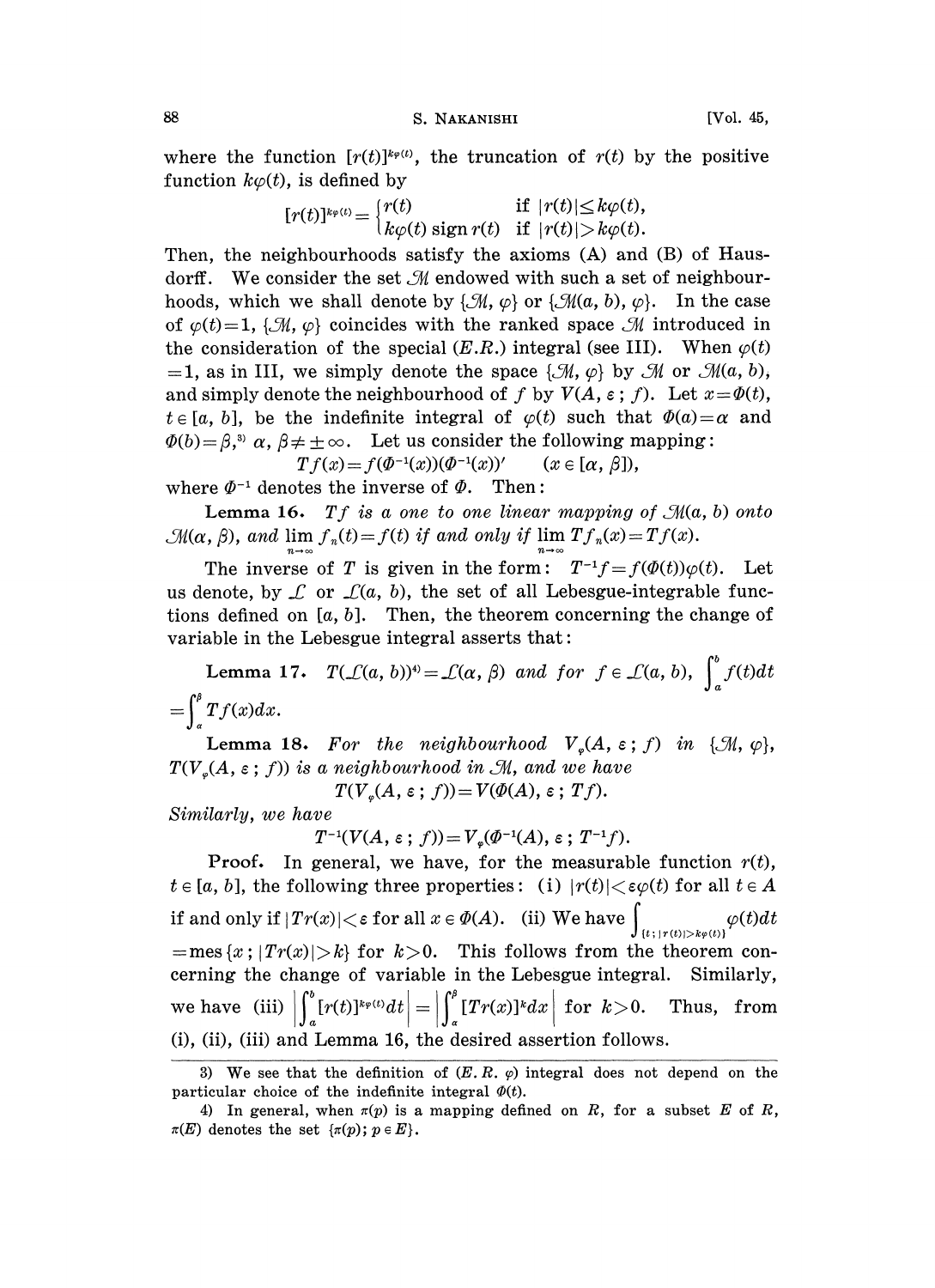where the function $[r(t)]^{k\varphi(t)}$, the truncation of $r(t)$ by the positive function $k\varphi(t)$, is defined by

$$[r(t)]^{k\varphi(t)} = \begin{cases} r(t) & \text{if } |r(t)| \leq k\varphi(t), \\ k\varphi(t) \operatorname{sign} r(t) & \text{if } |r(t)| > k\varphi(t). \end{cases}$$

Then, the neighbourhoods satisfy the axioms (A) and (B) of Hausdorff. We consider the set $\mathcal{M}$ endowed with such a set of neighbourhoods, which we shall denote by $\{\mathcal{M}, \varphi\}$ or $\{\mathcal{M}(a, b), \varphi\}$. In the case of $\varphi(t)=1$, $\{\mathcal{M}, \varphi\}$ coincides with the ranked space $\mathcal{M}$ introduced in the consideration of the special $(E.R.)$ integral (see III). When $\varphi(t)=1$, as in III, we simply denote the space $\{\mathcal{M}, \varphi\}$ by $\mathcal{M}$ or $\mathcal{M}(a, b)$, and simply denote the neighbourhood of $f$ by $V(A, \varepsilon; f)$. Let $x=\Phi(t)$, $t \in [a, b]$, be the indefinite integral of $\varphi(t)$ such that $\Phi(a)=\alpha$ and $\Phi(b)=\beta$,[3] $\alpha, \beta \neq \pm\infty$. Let us consider the following mapping:

$$Tf(x) = f(\Phi^{-1}(x))(\Phi^{-1}(x))' \qquad (x \in [\alpha, \beta]),$$

where $\Phi^{-1}$ denotes the inverse of $\Phi$. Then:

**Lemma 16.** *$Tf$ is a one to one linear mapping of $\mathcal{M}(a, b)$ onto $\mathcal{M}(\alpha, \beta)$, and $\lim_{n\to\infty} f_n(t) = f(t)$ if and only if $\lim_{n\to\infty} Tf_n(x) = Tf(x)$.*

The inverse of $T$ is given in the form: $T^{-1}f = f(\Phi(t))\varphi(t)$. Let us denote, by $\mathcal{L}$ or $\mathcal{L}(a, b)$, the set of all Lebesgue-integrable functions defined on $[a, b]$. Then, the theorem concerning the change of variable in the Lebesgue integral asserts that:

**Lemma 17.** *$T(\mathcal{L}(a, b))$[4]$=\mathcal{L}(\alpha, \beta)$ and for $f \in \mathcal{L}(a, b)$, $\int_a^b f(t)dt = \int_\alpha^\beta Tf(x)dx$.*

**Lemma 18.** *For the neighbourhood $V_\varphi(A, \varepsilon; f)$ in $\{\mathcal{M}, \varphi\}$, $T(V_\varphi(A, \varepsilon; f))$ is a neighbourhood in $\mathcal{M}$, and we have*

$$T(V_\varphi(A, \varepsilon; f)) = V(\Phi(A), \varepsilon; Tf).$$

*Similarly, we have*

$$T^{-1}(V(A, \varepsilon; f)) = V_\varphi(\Phi^{-1}(A), \varepsilon; T^{-1}f).$$

**Proof.** In general, we have, for the measurable function $r(t)$, $t \in [a, b]$, the following three properties: (i) $|r(t)| < \varepsilon\varphi(t)$ for all $t \in A$ if and only if $|Tr(x)| < \varepsilon$ for all $x \in \Phi(A)$. (ii) We have $\int_{\{t;\, |r(t)| > k\varphi(t)\}} \varphi(t)dt = \operatorname{mes}\{x; |Tr(x)| > k\}$ for $k>0$. This follows from the theorem concerning the change of variable in the Lebesgue integral. Similarly, we have (iii) $\left|\int_a^b [r(t)]^{k\varphi(t)}dt\right| = \left|\int_\alpha^\beta [Tr(x)]^k dx\right|$ for $k>0$. Thus, from (i), (ii), (iii) and Lemma 16, the desired assertion follows.

---

3) We see that the definition of $(E.R.\ \varphi)$ integral does not depend on the particular choice of the indefinite integral $\Phi(t)$.

4) In general, when $\pi(p)$ is a mapping defined on $R$, for a subset $E$ of $R$, $\pi(E)$ denotes the set $\{\pi(p); p \in E\}$.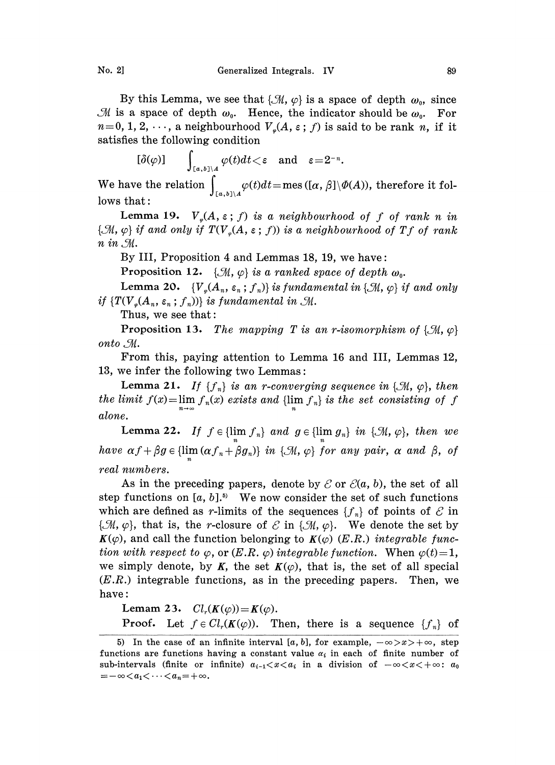By this Lemma, we see that $\{\mathcal{M}, \varphi\}$ is a space of depth $\omega_0$, since $\mathcal{M}$ is a space of depth $\omega_0$. Hence, the indicator should be $\omega_0$. For $n=0, 1, 2, \cdots$, a neighbourhood $V_\varphi(A, \varepsilon ; f)$ is said to be rank $n$, if it satisfies the following condition

$$[\delta(\varphi)] \qquad \int_{[a,b]\setminus A} \varphi(t)dt < \varepsilon \quad \text{and} \quad \varepsilon = 2^{-n}.$$

We have the relation $\int_{[a,b]\setminus A} \varphi(t)dt = \text{mes}([\alpha, \beta]\setminus \Phi(A))$, therefore it follows that:

**Lemma 19.** *$V_\varphi(A, \varepsilon ; f)$ is a neighbourhood of $f$ of rank $n$ in $\{\mathcal{M}, \varphi\}$ if and only if $T(V_\varphi(A, \varepsilon ; f))$ is a neighbourhood of $Tf$ of rank $n$ in $\mathcal{M}$.*

By III, Proposition 4 and Lemmas 18, 19, we have:

**Proposition 12.** *$\{\mathcal{M}, \varphi\}$ is a ranked space of depth $\omega_0$.*

**Lemma 20.** *$\{V_\varphi(A_n, \varepsilon_n ; f_n)\}$ is fundamental in $\{\mathcal{M}, \varphi\}$ if and only if $\{T(V_\varphi(A_n, \varepsilon_n ; f_n))\}$ is fundamental in $\mathcal{M}$.*

Thus, we see that:

**Proposition 13.** *The mapping $T$ is an r-isomorphism of $\{\mathcal{M}, \varphi\}$ onto $\mathcal{M}$.*

From this, paying attention to Lemma 16 and III, Lemmas 12, 13, we infer the following two Lemmas:

**Lemma 21.** *If $\{f_n\}$ is an r-converging sequence in $\{\mathcal{M}, \varphi\}$, then the limit $f(x) = \lim_{n\to\infty} f_n(x)$ exists and $\{\lim_n f_n\}$ is the set consisting of $f$ alone.*

**Lemma 22.** *If $f \in \{\lim_n f_n\}$ and $g \in \{\lim_n g_n\}$ in $\{\mathcal{M}, \varphi\}$, then we have $\alpha f + \beta g \in \{\lim_n (\alpha f_n + \beta g_n)\}$ in $\{\mathcal{M}, \varphi\}$ for any pair, $\alpha$ and $\beta$, of real numbers.*

As in the preceding papers, denote by $\mathcal{E}$ or $\mathcal{E}(a, b)$, the set of all step functions on $[a, b]$.[5] We now consider the set of such functions which are defined as $r$-limits of the sequences $\{f_n\}$ of points of $\mathcal{E}$ in $\{\mathcal{M}, \varphi\}$, that is, the $r$-closure of $\mathcal{E}$ in $\{\mathcal{M}, \varphi\}$. We denote the set by $\boldsymbol{K}(\varphi)$, and call the function belonging to $\boldsymbol{K}(\varphi)$ *(E.R.) integrable function with respect to $\varphi$*, or *(E.R. $\varphi$) integrable function*. When $\varphi(t)=1$, we simply denote, by $\boldsymbol{K}$, the set $\boldsymbol{K}(\varphi)$, that is, the set of all special (E.R.) integrable functions, as in the preceding papers. Then, we have:

**Lemam 23.** $Cl_r(\boldsymbol{K}(\varphi)) = \boldsymbol{K}(\varphi)$.

**Proof.** Let $f \in Cl_r(\boldsymbol{K}(\varphi))$. Then, there is a sequence $\{f_n\}$ of

---

5) In the case of an infinite interval $[a, b]$, for example, $-\infty > x > +\infty$, step functions are functions having a constant value $\alpha_i$ in each of finite number of sub-intervals (finite or infinite) $a_{i-1} < x < a_i$ in a division of $-\infty < x < +\infty$: $a_0 = -\infty < a_1 < \cdots < a_n = +\infty$.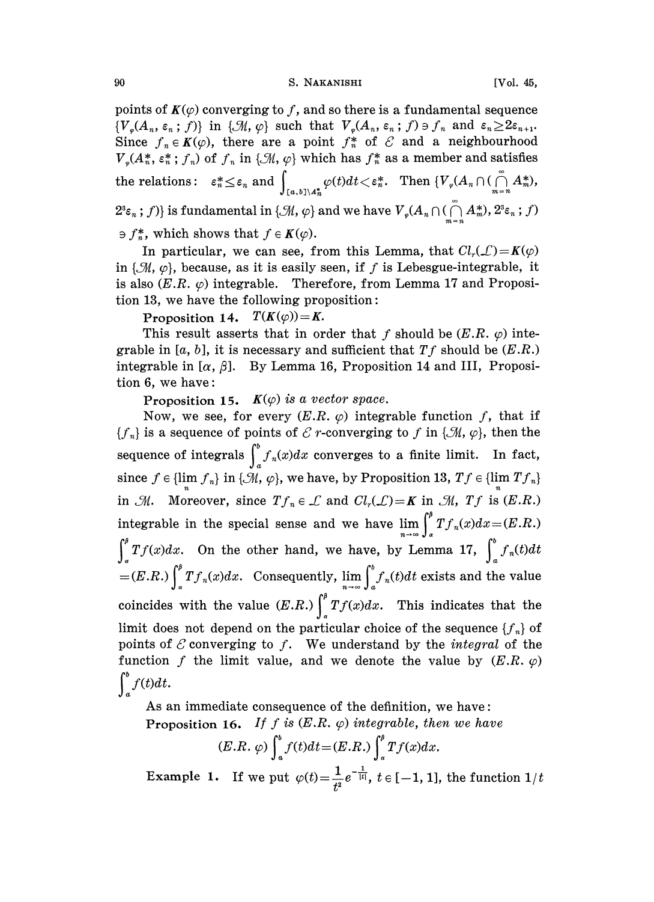points of $\boldsymbol{K}(\varphi)$ converging to $f$, and so there is a fundamental sequence $\{V_\varphi(A_n, \varepsilon_n; f)\}$ in $\{\mathcal{M}, \varphi\}$ such that $V_\varphi(A_n, \varepsilon_n; f) \ni f_n$ and $\varepsilon_n \geq 2\varepsilon_{n+1}$. Since $f_n \in \boldsymbol{K}(\varphi)$, there are a point $f_n^*$ of $\mathcal{E}$ and a neighbourhood $V_\varphi(A_n^*, \varepsilon_n^*; f_n)$ of $f_n$ in $\{\mathcal{M}, \varphi\}$ which has $f_n^*$ as a member and satisfies the relations: $\varepsilon_n^* \leq \varepsilon_n$ and $\int_{[a,b]\setminus A_n^*} \varphi(t)dt < \varepsilon_n^*$. Then $\{V_\varphi(A_n \cap (\bigcap_{m=n}^{\infty} A_m^*), 2^3\varepsilon_n; f)\}$ is fundamental in $\{\mathcal{M}, \varphi\}$ and we have $V_\varphi(A_n \cap (\bigcap_{m=n}^{\infty} A_m^*), 2^3\varepsilon_n; f) \ni f_n^*$, which shows that $f \in \boldsymbol{K}(\varphi)$.

In particular, we can see, from this Lemma, that $Cl_r(\mathcal{L}) = \boldsymbol{K}(\varphi)$ in $\{\mathcal{M}, \varphi\}$, because, as it is easily seen, if $f$ is Lebesgue-integrable, it is also $(E.R.\ \varphi)$ integrable. Therefore, from Lemma 17 and Proposition 13, we have the following proposition:

**Proposition 14.** $T(\boldsymbol{K}(\varphi)) = \boldsymbol{K}$.

This result asserts that in order that $f$ should be $(E.R.\ \varphi)$ integrable in $[a, b]$, it is necessary and sufficient that $Tf$ should be $(E.R.)$ integrable in $[\alpha, \beta]$. By Lemma 16, Proposition 14 and III, Proposition 6, we have:

**Proposition 15.** *$\boldsymbol{K}(\varphi)$ is a vector space.*

Now, we see, for every $(E.R.\ \varphi)$ integrable function $f$, that if $\{f_n\}$ is a sequence of points of $\mathcal{E}$ $r$-converging to $f$ in $\{\mathcal{M}, \varphi\}$, then the sequence of integrals $\int_a^b f_n(x)dx$ converges to a finite limit. In fact, since $f \in \{\lim_n f_n\}$ in $\{\mathcal{M}, \varphi\}$, we have, by Proposition 13, $Tf \in \{\lim_n Tf_n\}$ in $\mathcal{M}$. Moreover, since $Tf_n \in \mathcal{L}$ and $Cl_r(\mathcal{L}) = \boldsymbol{K}$ in $\mathcal{M}$, $Tf$ is $(E.R.)$ integrable in the special sense and we have $\lim_{n\to\infty} \int_\alpha^\beta Tf_n(x)dx = (E.R.) \int_\alpha^\beta Tf(x)dx$. On the other hand, we have, by Lemma 17, $\int_a^b f_n(t)dt = (E.R.) \int_\alpha^\beta Tf_n(x)dx$. Consequently, $\lim_{n\to\infty} \int_a^b f_n(t)dt$ exists and the value coincides with the value $(E.R.) \int_\alpha^\beta Tf(x)dx$. This indicates that the limit does not depend on the particular choice of the sequence $\{f_n\}$ of points of $\mathcal{E}$ converging to $f$. We understand by the *integral* of the function $f$ the limit value, and we denote the value by $(E.R.\ \varphi) \int_a^b f(t)dt$.

As an immediate consequence of the definition, we have:

**Proposition 16.** *If $f$ is $(E.R.\ \varphi)$ integrable, then we have*

$$(E.R.\ \varphi) \int_a^b f(t)dt = (E.R.) \int_\alpha^\beta Tf(x)dx.$$

**Example 1.** If we put $\varphi(t) = \frac{1}{t^2} e^{-\frac{1}{|t|}}$, $t \in [-1, 1]$, the function $1/t$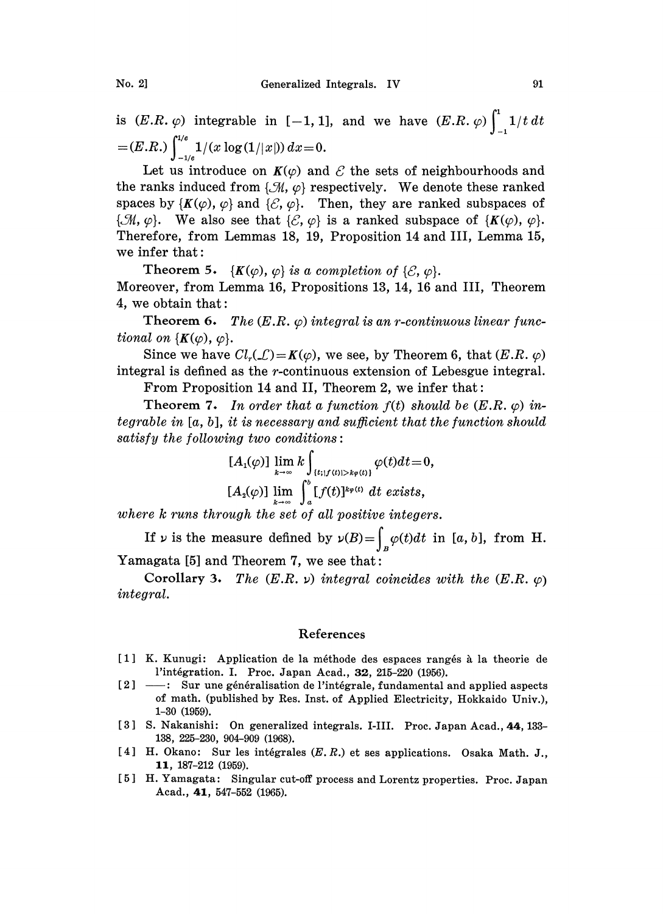is $(E.R.\ \varphi)$ integrable in $[-1, 1]$, and we have $(E.R.\ \varphi)\int_{-1}^{1} 1/t\, dt = (E.R.)\int_{-1/e}^{1/e} 1/(x \log(1/|x|))\, dx = 0$.

Let us introduce on $\boldsymbol{K}(\varphi)$ and $\mathcal{E}$ the sets of neighbourhoods and the ranks induced from $\{\mathcal{M}, \varphi\}$ respectively. We denote these ranked spaces by $\{\boldsymbol{K}(\varphi), \varphi\}$ and $\{\mathcal{E}, \varphi\}$. Then, they are ranked subspaces of $\{\mathcal{M}, \varphi\}$. We also see that $\{\mathcal{E}, \varphi\}$ is a ranked subspace of $\{\boldsymbol{K}(\varphi), \varphi\}$. Therefore, from Lemmas 18, 19, Proposition 14 and III, Lemma 15, we infer that:

**Theorem 5.** *$\{\boldsymbol{K}(\varphi), \varphi\}$ is a completion of $\{\mathcal{E}, \varphi\}$.*

Moreover, from Lemma 16, Propositions 13, 14, 16 and III, Theorem 4, we obtain that:

**Theorem 6.** *The $(E.R.\ \varphi)$ integral is an r-continuous linear functional on $\{\boldsymbol{K}(\varphi), \varphi\}$.*

Since we have $Cl_r(\mathcal{L}) = \boldsymbol{K}(\varphi)$, we see, by Theorem 6, that $(E.R.\ \varphi)$ integral is defined as the $r$-continuous extension of Lebesgue integral.

From Proposition 14 and II, Theorem 2, we infer that:

**Theorem 7.** *In order that a function $f(t)$ should be $(E.R.\ \varphi)$ integrable in $[a, b]$, it is necessary and sufficient that the function should satisfy the following two conditions:*

$$[A_1(\varphi)]\ \lim_{k\to\infty} k\int_{\{t;|f(t)|>k\varphi(t)\}} \varphi(t)dt = 0,$$

$$[A_2(\varphi)]\ \lim_{k\to\infty} \int_a^b [f(t)]^{k\varphi(t)}\, dt \text{ exists,}$$

*where $k$ runs through the set of all positive integers.*

If $\nu$ is the measure defined by $\nu(B) = \int_B \varphi(t)dt$ in $[a, b]$, from H. Yamagata [5] and Theorem 7, we see that:

**Corollary 3.** *The $(E.R.\ \nu)$ integral coincides with the $(E.R.\ \varphi)$ integral.*

## References

[1] K. Kunugi: Application de la méthode des espaces rangés à la theorie de l'intégration. I. Proc. Japan Acad., **32**, 215–220 (1956).

[2] ——: Sur une généralisation de l'intégrale, fundamental and applied aspects of math. (published by Res. Inst. of Applied Electricity, Hokkaido Univ.), 1–30 (1959).

[3] S. Nakanishi: On generalized integrals. I-III. Proc. Japan Acad., **44**, 133–138, 225–230, 904–909 (1968).

[4] H. Okano: Sur les intégrales $(E.R.)$ et ses applications. Osaka Math. J., **11**, 187–212 (1959).

[5] H. Yamagata: Singular cut-off process and Lorentz properties. Proc. Japan Acad., **41**, 547–552 (1965).